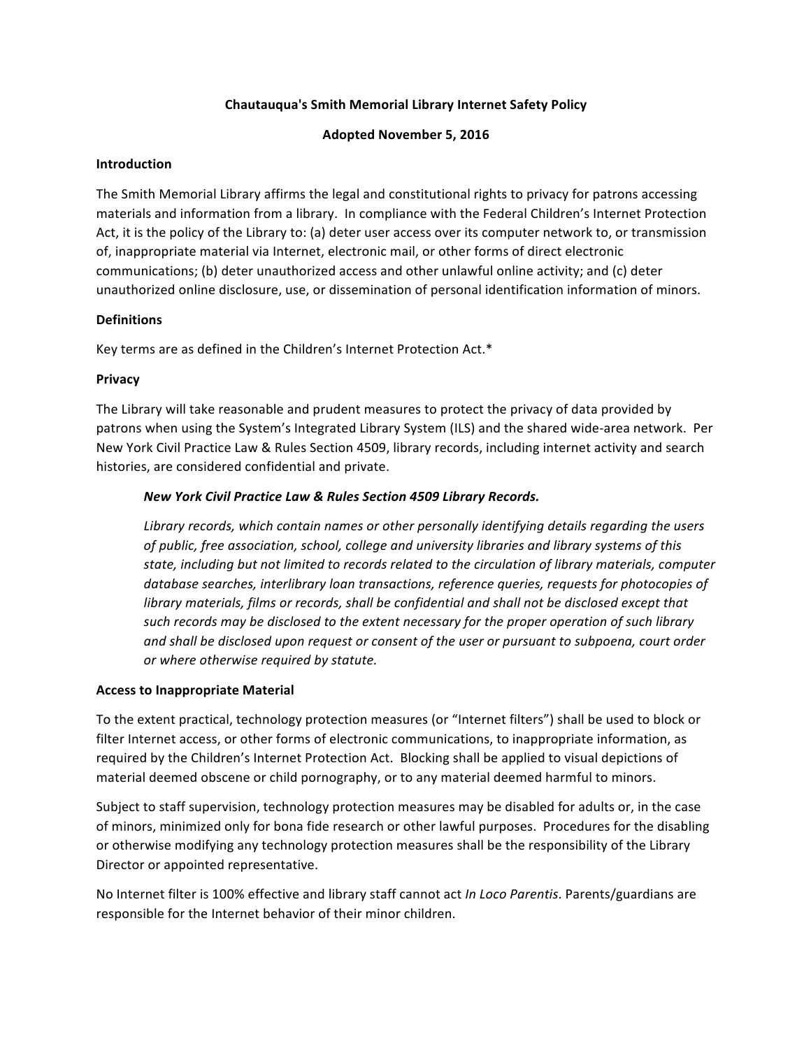# Chautauqua's Smith Memorial Library Internet Safety Policy

**Adopted November 5, 2016**

## Introduction

The Smith Memorial Library affirms the legal and constitutional rights to privacy for patrons accessing materials and information from a library. In compliance with the Federal Children's Internet Protection Act, it is the policy of the Library to: (a) deter user access over its computer network to, or transmission of, inappropriate material via Internet, electronic mail, or other forms of direct electronic communications; (b) deter unauthorized access and other unlawful online activity; and (c) deter unauthorized online disclosure, use, or dissemination of personal identification information of minors.

## Definitions

Key terms are as defined in the Children's Internet Protection Act.*

## Privacy

The Library will take reasonable and prudent measures to protect the privacy of data provided by patrons when using the System's Integrated Library System (ILS) and the shared wide-area network. Per New York Civil Practice Law & Rules Section 4509, library records, including internet activity and search histories, are considered confidential and private.

> ***New York Civil Practice Law & Rules Section 4509 Library Records.***
>
> *Library records, which contain names or other personally identifying details regarding the users of public, free association, school, college and university libraries and library systems of this state, including but not limited to records related to the circulation of library materials, computer database searches, interlibrary loan transactions, reference queries, requests for photocopies of library materials, films or records, shall be confidential and shall not be disclosed except that such records may be disclosed to the extent necessary for the proper operation of such library and shall be disclosed upon request or consent of the user or pursuant to subpoena, court order or where otherwise required by statute.*

## Access to Inappropriate Material

To the extent practical, technology protection measures (or "Internet filters") shall be used to block or filter Internet access, or other forms of electronic communications, to inappropriate information, as required by the Children's Internet Protection Act. Blocking shall be applied to visual depictions of material deemed obscene or child pornography, or to any material deemed harmful to minors.

Subject to staff supervision, technology protection measures may be disabled for adults or, in the case of minors, minimized only for bona fide research or other lawful purposes. Procedures for the disabling or otherwise modifying any technology protection measures shall be the responsibility of the Library Director or appointed representative.

No Internet filter is 100% effective and library staff cannot act *In Loco Parentis*. Parents/guardians are responsible for the Internet behavior of their minor children.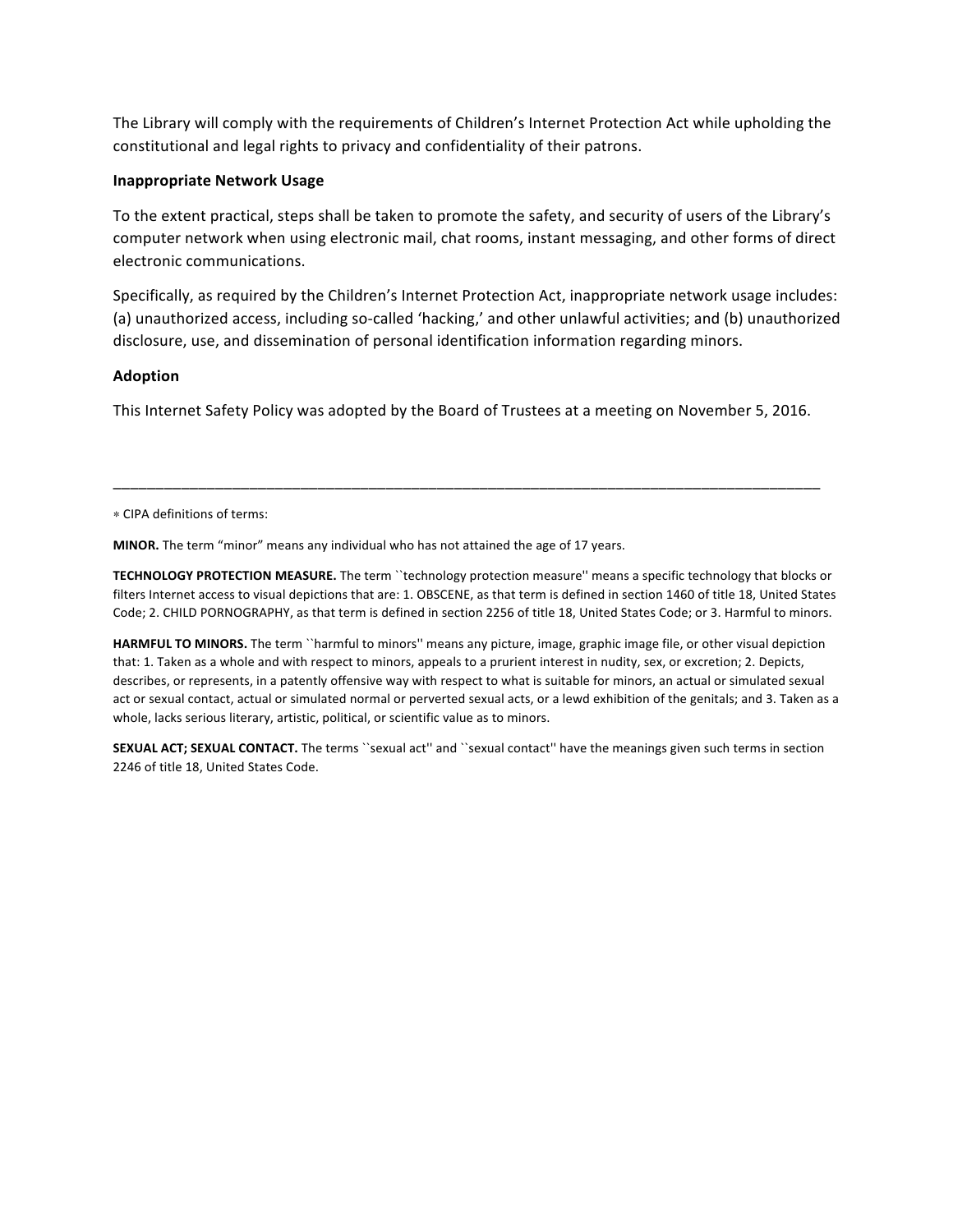The Library will comply with the requirements of Children's Internet Protection Act while upholding the constitutional and legal rights to privacy and confidentiality of their patrons.

**Inappropriate Network Usage**

To the extent practical, steps shall be taken to promote the safety, and security of users of the Library's computer network when using electronic mail, chat rooms, instant messaging, and other forms of direct electronic communications.

Specifically, as required by the Children's Internet Protection Act, inappropriate network usage includes: (a) unauthorized access, including so-called 'hacking,' and other unlawful activities; and (b) unauthorized disclosure, use, and dissemination of personal identification information regarding minors.

**Adoption**

This Internet Safety Policy was adopted by the Board of Trustees at a meeting on November 5, 2016.

---

∗ CIPA definitions of terms:

**MINOR.** The term "minor" means any individual who has not attained the age of 17 years.

**TECHNOLOGY PROTECTION MEASURE.** The term ``technology protection measure'' means a specific technology that blocks or filters Internet access to visual depictions that are: 1. OBSCENE, as that term is defined in section 1460 of title 18, United States Code; 2. CHILD PORNOGRAPHY, as that term is defined in section 2256 of title 18, United States Code; or 3. Harmful to minors.

**HARMFUL TO MINORS.** The term ``harmful to minors'' means any picture, image, graphic image file, or other visual depiction that: 1. Taken as a whole and with respect to minors, appeals to a prurient interest in nudity, sex, or excretion; 2. Depicts, describes, or represents, in a patently offensive way with respect to what is suitable for minors, an actual or simulated sexual act or sexual contact, actual or simulated normal or perverted sexual acts, or a lewd exhibition of the genitals; and 3. Taken as a whole, lacks serious literary, artistic, political, or scientific value as to minors.

**SEXUAL ACT; SEXUAL CONTACT.** The terms ``sexual act'' and ``sexual contact'' have the meanings given such terms in section 2246 of title 18, United States Code.